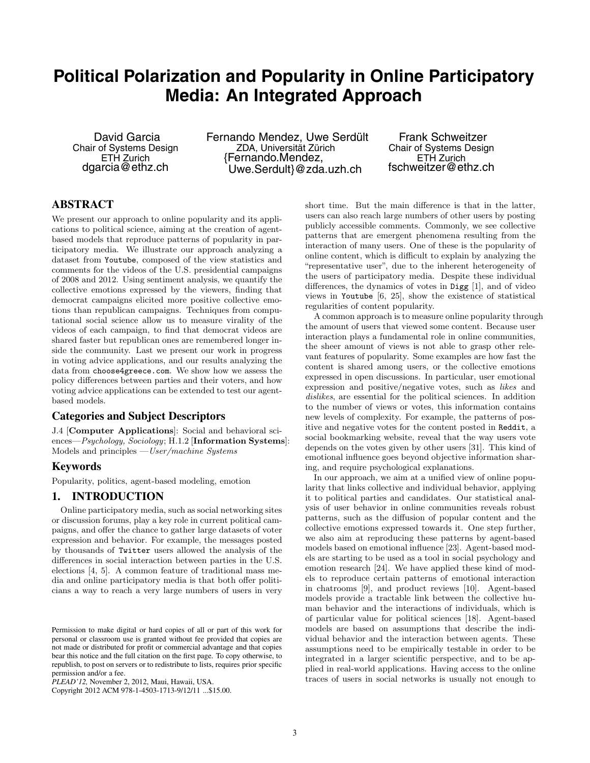# Political Polarization and Popularity in Online Participatory Media: An Integrated Approach

David Garcia
Chair of Systems Design
ETH Zurich
dgarcia@ethz.ch

Fernando Mendez, Uwe Serdült
ZDA, Universität Zürich
{Fernando.Mendez, Uwe.Serdult}@zda.uzh.ch

Frank Schweitzer
Chair of Systems Design
ETH Zurich
fschweitzer@ethz.ch

## ABSTRACT

We present our approach to online popularity and its applications to political science, aiming at the creation of agent-based models that reproduce patterns of popularity in participatory media. We illustrate our approach analyzing a dataset from Youtube, composed of the view statistics and comments for the videos of the U.S. presidential campaigns of 2008 and 2012. Using sentiment analysis, we quantify the collective emotions expressed by the viewers, finding that democrat campaigns elicited more positive collective emotions than republican campaigns. Techniques from computational social science allow us to measure virality of the videos of each campaign, to find that democrat videos are shared faster but republican ones are remembered longer inside the community. Last we present our work in progress in voting advice applications, and our results analyzing the data from choose4greece.com. We show how we assess the policy differences between parties and their voters, and how voting advice applications can be extended to test our agent-based models.

### Categories and Subject Descriptors

J.4 [**Computer Applications**]: Social and behavioral sciences—*Psychology, Sociology*; H.1.2 [**Information Systems**]: Models and principles —*User/machine Systems*

### Keywords

Popularity, politics, agent-based modeling, emotion

## 1. INTRODUCTION

Online participatory media, such as social networking sites or discussion forums, play a key role in current political campaigns, and offer the chance to gather large datasets of voter expression and behavior. For example, the messages posted by thousands of Twitter users allowed the analysis of the differences in social interaction between parties in the U.S. elections [4, 5]. A common feature of traditional mass media and online participatory media is that both offer politicians a way to reach a very large numbers of users in very short time. But the main difference is that in the latter, users can also reach large numbers of other users by posting publicly accessible comments. Commonly, we see collective patterns that are emergent phenomena resulting from the interaction of many users. One of these is the popularity of online content, which is difficult to explain by analyzing the "representative user", due to the inherent heterogeneity of the users of participatory media. Despite these individual differences, the dynamics of votes in Digg [1], and of video views in Youtube [6, 25], show the existence of statistical regularities of content popularity.

A common approach is to measure online popularity through the amount of users that viewed some content. Because user interaction plays a fundamental role in online communities, the sheer amount of views is not able to grasp other relevant features of popularity. Some examples are how fast the content is shared among users, or the collective emotions expressed in open discussions. In particular, user emotional expression and positive/negative votes, such as *likes* and *dislikes*, are essential for the political sciences. In addition to the number of views or votes, this information contains new levels of complexity. For example, the patterns of positive and negative votes for the content posted in Reddit, a social bookmarking website, reveal that the way users vote depends on the votes given by other users [31]. This kind of emotional influence goes beyond objective information sharing, and require psychological explanations.

In our approach, we aim at a unified view of online popularity that links collective and individual behavior, applying it to political parties and candidates. Our statistical analysis of user behavior in online communities reveals robust patterns, such as the diffusion of popular content and the collective emotions expressed towards it. One step further, we also aim at reproducing these patterns by agent-based models based on emotional influence [23]. Agent-based models are starting to be used as a tool in social psychology and emotion research [24]. We have applied these kind of models to reproduce certain patterns of emotional interaction in chatrooms [9], and product reviews [10]. Agent-based models provide a tractable link between the collective human behavior and the interactions of individuals, which is of particular value for political sciences [18]. Agent-based models are based on assumptions that describe the individual behavior and the interaction between agents. These assumptions need to be empirically testable in order to be integrated in a larger scientific perspective, and to be applied in real-world applications. Having access to the online traces of users in social networks is usually not enough to

Permission to make digital or hard copies of all or part of this work for personal or classroom use is granted without fee provided that copies are not made or distributed for profit or commercial advantage and that copies bear this notice and the full citation on the first page. To copy otherwise, to republish, to post on servers or to redistribute to lists, requires prior specific permission and/or a fee.
*PLEAD'12,* November 2, 2012, Maui, Hawaii, USA.
Copyright 2012 ACM 978-1-4503-1713-9/12/11 ...$15.00.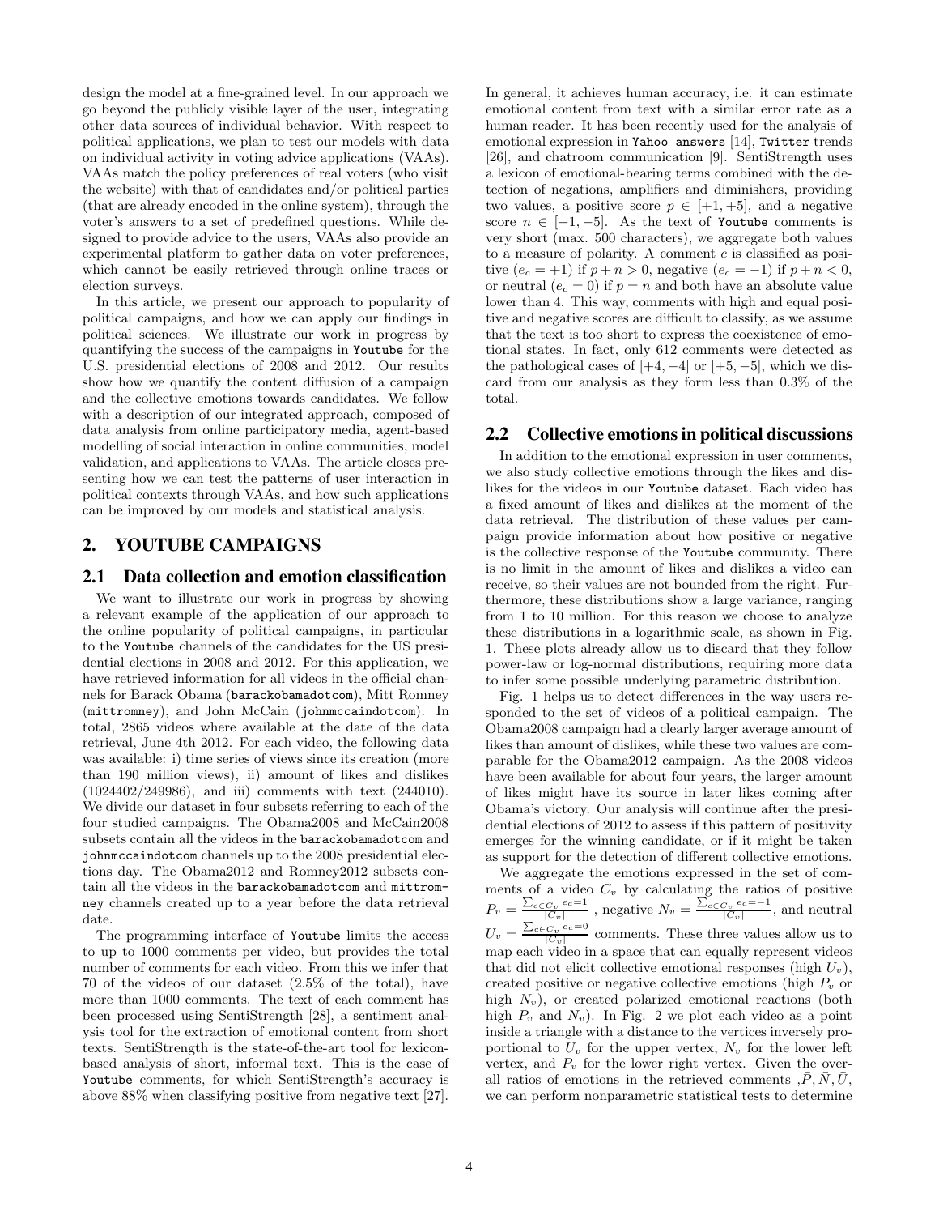design the model at a fine-grained level. In our approach we go beyond the publicly visible layer of the user, integrating other data sources of individual behavior. With respect to political applications, we plan to test our models with data on individual activity in voting advice applications (VAAs). VAAs match the policy preferences of real voters (who visit the website) with that of candidates and/or political parties (that are already encoded in the online system), through the voter's answers to a set of predefined questions. While designed to provide advice to the users, VAAs also provide an experimental platform to gather data on voter preferences, which cannot be easily retrieved through online traces or election surveys.

In this article, we present our approach to popularity of political campaigns, and how we can apply our findings in political sciences. We illustrate our work in progress by quantifying the success of the campaigns in Youtube for the U.S. presidential elections of 2008 and 2012. Our results show how we quantify the content diffusion of a campaign and the collective emotions towards candidates. We follow with a description of our integrated approach, composed of data analysis from online participatory media, agent-based modelling of social interaction in online communities, model validation, and applications to VAAs. The article closes presenting how we can test the patterns of user interaction in political contexts through VAAs, and how such applications can be improved by our models and statistical analysis.

## 2. YOUTUBE CAMPAIGNS

### 2.1 Data collection and emotion classification

We want to illustrate our work in progress by showing a relevant example of the application of our approach to the online popularity of political campaigns, in particular to the Youtube channels of the candidates for the US presidential elections in 2008 and 2012. For this application, we have retrieved information for all videos in the official channels for Barack Obama (barackobamadotcom), Mitt Romney (mittromney), and John McCain (johnmccaindotcom). In total, 2865 videos where available at the date of the data retrieval, June 4th 2012. For each video, the following data was available: i) time series of views since its creation (more than 190 million views), ii) amount of likes and dislikes (1024402/249986), and iii) comments with text (244010). We divide our dataset in four subsets referring to each of the four studied campaigns. The Obama2008 and McCain2008 subsets contain all the videos in the barackobamadotcom and johnmccaindotcom channels up to the 2008 presidential elections day. The Obama2012 and Romney2012 subsets contain all the videos in the barackobamadotcom and mittromney channels created up to a year before the data retrieval date.

The programming interface of Youtube limits the access to up to 1000 comments per video, but provides the total number of comments for each video. From this we infer that 70 of the videos of our dataset (2.5% of the total), have more than 1000 comments. The text of each comment has been processed using SentiStrength [28], a sentiment analysis tool for the extraction of emotional content from short texts. SentiStrength is the state-of-the-art tool for lexicon-based analysis of short, informal text. This is the case of Youtube comments, for which SentiStrength's accuracy is above 88% when classifying positive from negative text [27]. In general, it achieves human accuracy, i.e. it can estimate emotional content from text with a similar error rate as a human reader. It has been recently used for the analysis of emotional expression in Yahoo answers [14], Twitter trends [26], and chatroom communication [9]. SentiStrength uses a lexicon of emotional-bearing terms combined with the detection of negations, amplifiers and diminishers, providing two values, a positive score $p \in [+1, +5]$, and a negative score $n \in [-1, -5]$. As the text of Youtube comments is very short (max. 500 characters), we aggregate both values to a measure of polarity. A comment $c$ is classified as positive ($e_c = +1$) if $p + n > 0$, negative ($e_c = -1$) if $p + n < 0$, or neutral ($e_c = 0$) if $p = n$ and both have an absolute value lower than 4. This way, comments with high and equal positive and negative scores are difficult to classify, as we assume that the text is too short to express the coexistence of emotional states. In fact, only 612 comments were detected as the pathological cases of $[+4, -4]$ or $[+5, -5]$, which we discard from our analysis as they form less than 0.3% of the total.

### 2.2 Collective emotions in political discussions

In addition to the emotional expression in user comments, we also study collective emotions through the likes and dislikes for the videos in our Youtube dataset. Each video has a fixed amount of likes and dislikes at the moment of the data retrieval. The distribution of these values per campaign provide information about how positive or negative is the collective response of the Youtube community. There is no limit in the amount of likes and dislikes a video can receive, so their values are not bounded from the right. Furthermore, these distributions show a large variance, ranging from 1 to 10 million. For this reason we choose to analyze these distributions in a logarithmic scale, as shown in Fig. 1. These plots already allow us to discard that they follow power-law or log-normal distributions, requiring more data to infer some possible underlying parametric distribution.

Fig. 1 helps us to detect differences in the way users responded to the set of videos of a political campaign. The Obama2008 campaign had a clearly larger average amount of likes than amount of dislikes, while these two values are comparable for the Obama2012 campaign. As the 2008 videos have been available for about four years, the larger amount of likes might have its source in later likes coming after Obama's victory. Our analysis will continue after the presidential elections of 2012 to assess if this pattern of positivity emerges for the winning candidate, or if it might be taken as support for the detection of different collective emotions.

We aggregate the emotions expressed in the set of comments of a video $C_v$ by calculating the ratios of positive $P_v = \frac{\sum_{c \in C_v} e_c = 1}{|C_v|}$, negative $N_v = \frac{\sum_{c \in C_v} e_c = -1}{|C_v|}$, and neutral $U_v = \frac{\sum_{c \in C_v} e_c = 0}{|C_v|}$ comments. These three values allow us to map each video in a space that can equally represent videos that did not elicit collective emotional responses (high $U_v$), created positive or negative collective emotions (high $P_v$ or high $N_v$), or created polarized emotional reactions (both high $P_v$ and $N_v$). In Fig. 2 we plot each video as a point inside a triangle with a distance to the vertices inversely proportional to $U_v$ for the upper vertex, $N_v$ for the lower left vertex, and $P_v$ for the lower right vertex. Given the overall ratios of emotions in the retrieved comments ,$\bar{P}, \bar{N}, \bar{U}$, we can perform nonparametric statistical tests to determine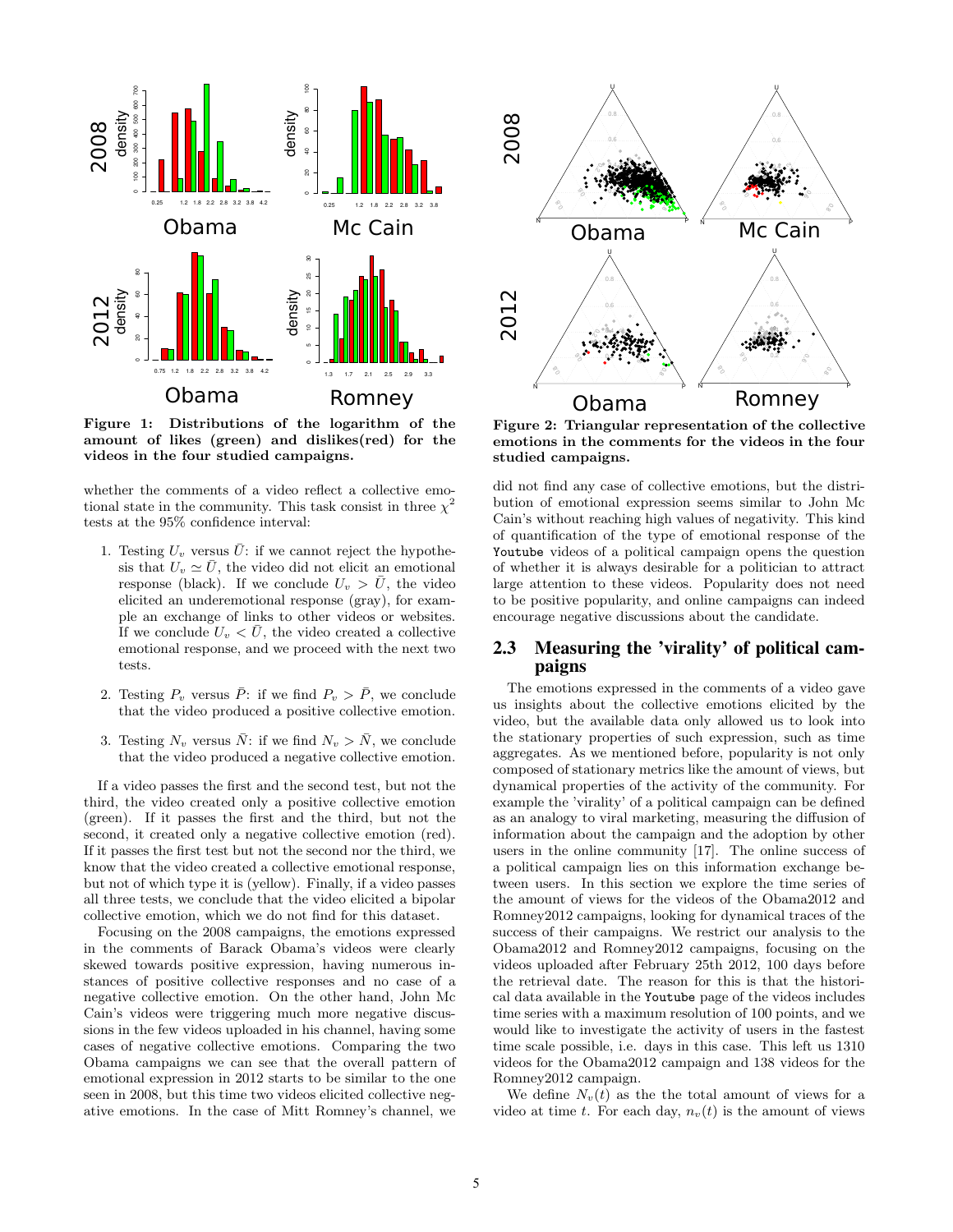2008

density

0.25 1.2 1.8 2.2 2.8 3.2 3.8 4.2

Obama

density

0.25 1.2 1.8 2.2 2.8 3.2 3.8

Mc Cain

2012

density

0.75 1.2 1.8 2.2 2.8 3.2 3.8 4.2

Obama

density

1.3 1.7 2.1 2.5 2.9 3.3

Romney

**Figure 1: Distributions of the logarithm of the amount of likes (green) and dislikes(red) for the videos in the four studied campaigns.**

2008

Obama

Mc Cain

2012

Obama

Romney

**Figure 2: Triangular representation of the collective emotions in the comments for the videos in the four studied campaigns.**

whether the comments of a video reflect a collective emotional state in the community. This task consist in three $\chi^2$ tests at the 95% confidence interval:

1. Testing $U_v$ versus $\bar{U}$: if we cannot reject the hypothesis that $U_v \simeq \bar{U}$, the video did not elicit an emotional response (black). If we conclude $U_v > \bar{U}$, the video elicited an underemotional response (gray), for example an exchange of links to other videos or websites. If we conclude $U_v < \bar{U}$, the video created a collective emotional response, and we proceed with the next two tests.

2. Testing $P_v$ versus $\bar{P}$: if we find $P_v > \bar{P}$, we conclude that the video produced a positive collective emotion.

3. Testing $N_v$ versus $\bar{N}$: if we find $N_v > \bar{N}$, we conclude that the video produced a negative collective emotion.

If a video passes the first and the second test, but not the third, the video created only a positive collective emotion (green). If it passes the first and the third, but not the second, it created only a negative collective emotion (red). If it passes the first test but not the second nor the third, we know that the video created a collective emotional response, but not of which type it is (yellow). Finally, if a video passes all three tests, we conclude that the video elicited a bipolar collective emotion, which we do not find for this dataset.

Focusing on the 2008 campaigns, the emotions expressed in the comments of Barack Obama's videos were clearly skewed towards positive expression, having numerous instances of positive collective responses and no case of a negative collective emotion. On the other hand, John Mc Cain's videos were triggering much more negative discussions in the few videos uploaded in his channel, having some cases of negative collective emotions. Comparing the two Obama campaigns we can see that the overall pattern of emotional expression in 2012 starts to be similar to the one seen in 2008, but this time two videos elicited collective negative emotions. In the case of Mitt Romney's channel, we did not find any case of collective emotions, but the distribution of emotional expression seems similar to John Mc Cain's without reaching high values of negativity. This kind of quantification of the type of emotional response of the Youtube videos of a political campaign opens the question of whether it is always desirable for a politician to attract large attention to these videos. Popularity does not need to be positive popularity, and online campaigns can indeed encourage negative discussions about the candidate.

## 2.3 Measuring the 'virality' of political campaigns

The emotions expressed in the comments of a video gave us insights about the collective emotions elicited by the video, but the available data only allowed us to look into the stationary properties of such expression, such as time aggregates. As we mentioned before, popularity is not only composed of stationary metrics like the amount of views, but dynamical properties of the activity of the community. For example the 'virality' of a political campaign can be defined as an analogy to viral marketing, measuring the diffusion of information about the campaign and the adoption by other users in the online community [17]. The online success of a political campaign lies on this information exchange between users. In this section we explore the time series of the amount of views for the videos of the Obama2012 and Romney2012 campaigns, looking for dynamical traces of the success of their campaigns. We restrict our analysis to the Obama2012 and Romney2012 campaigns, focusing on the videos uploaded after February 25th 2012, 100 days before the retrieval date. The reason for this is that the historical data available in the Youtube page of the videos includes time series with a maximum resolution of 100 points, and we would like to investigate the activity of users in the fastest time scale possible, i.e. days in this case. This left us 1310 videos for the Obama2012 campaign and 138 videos for the Romney2012 campaign.

We define $N_v(t)$ as the the total amount of views for a video at time $t$. For each day, $n_v(t)$ is the amount of views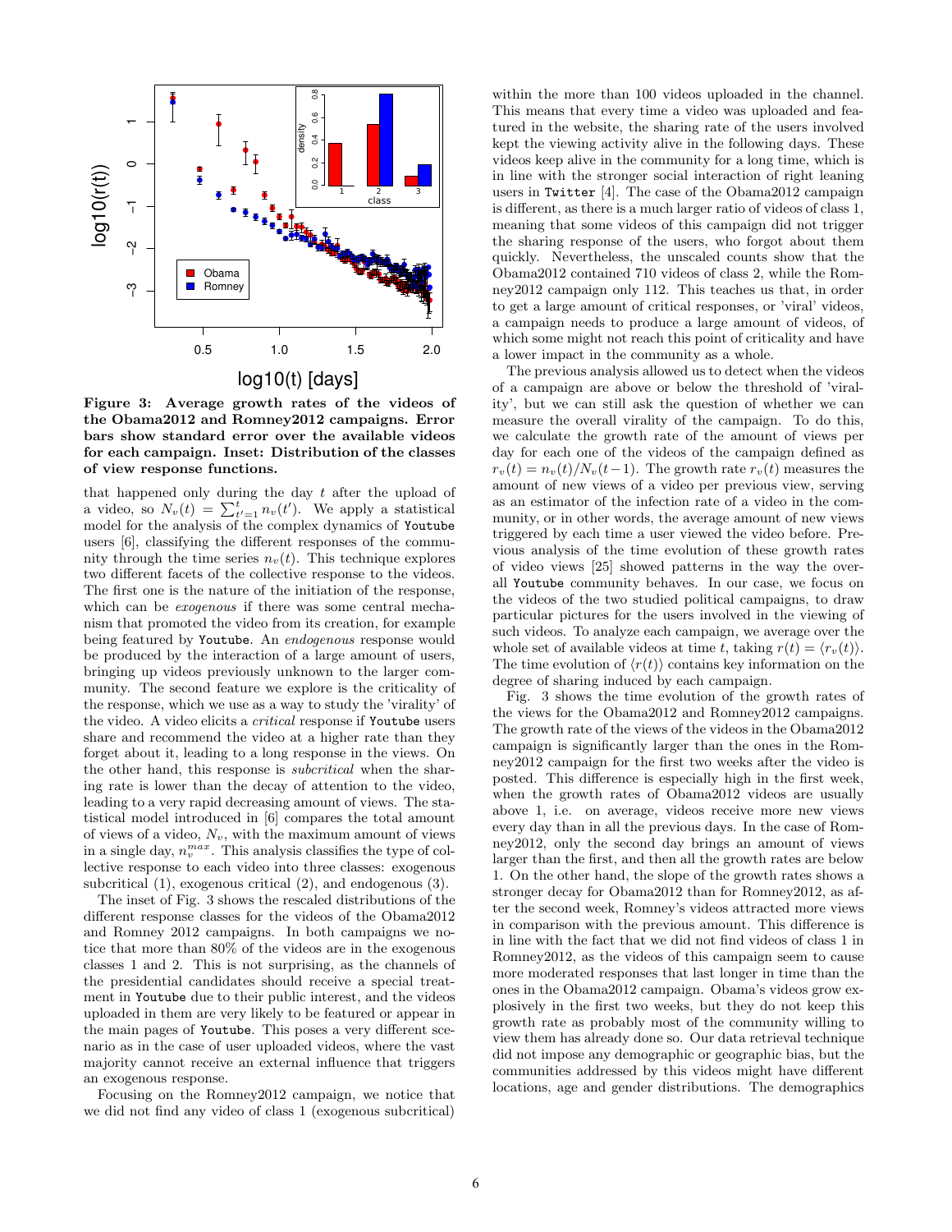**Figure 3: Average growth rates of the videos of the Obama2012 and Romney2012 campaigns. Error bars show standard error over the available videos for each campaign. Inset: Distribution of the classes of view response functions.**

that happened only during the day $t$ after the upload of a video, so $N_v(t) = \sum_{t'=1}^{t} n_v(t')$. We apply a statistical model for the analysis of the complex dynamics of `Youtube` users [6], classifying the different responses of the community through the time series $n_v(t)$. This technique explores two different facets of the collective response to the videos. The first one is the nature of the initiation of the response, which can be *exogenous* if there was some central mechanism that promoted the video from its creation, for example being featured by `Youtube`. An *endogenous* response would be produced by the interaction of a large amount of users, bringing up videos previously unknown to the larger community. The second feature we explore is the criticality of the response, which we use as a way to study the 'virality' of the video. A video elicits a *critical* response if `Youtube` users share and recommend the video at a higher rate than they forget about it, leading to a long response in the views. On the other hand, this response is *subcritical* when the sharing rate is lower than the decay of attention to the video, leading to a very rapid decreasing amount of views. The statistical model introduced in [6] compares the total amount of views of a video, $N_v$, with the maximum amount of views in a single day, $n_v^{max}$. This analysis classifies the type of collective response to each video into three classes: exogenous subcritical (1), exogenous critical (2), and endogenous (3).

The inset of Fig. 3 shows the rescaled distributions of the different response classes for the videos of the Obama2012 and Romney 2012 campaigns. In both campaigns we notice that more than 80% of the videos are in the exogenous classes 1 and 2. This is not surprising, as the channels of the presidential candidates should receive a special treatment in `Youtube` due to their public interest, and the videos uploaded in them are very likely to be featured or appear in the main pages of `Youtube`. This poses a very different scenario as in the case of user uploaded videos, where the vast majority cannot receive an external influence that triggers an exogenous response.

Focusing on the Romney2012 campaign, we notice that we did not find any video of class 1 (exogenous subcritical) within the more than 100 videos uploaded in the channel. This means that every time a video was uploaded and featured in the website, the sharing rate of the users involved kept the viewing activity alive in the following days. These videos keep alive in the community for a long time, which is in line with the stronger social interaction of right leaning users in `Twitter` [4]. The case of the Obama2012 campaign is different, as there is a much larger ratio of videos of class 1, meaning that some videos of this campaign did not trigger the sharing response of the users, who forgot about them quickly. Nevertheless, the unscaled counts show that the Obama2012 contained 710 videos of class 2, while the Romney2012 campaign only 112. This teaches us that, in order to get a large amount of critical responses, or 'viral' videos, a campaign needs to produce a large amount of videos, of which some might not reach this point of criticality and have a lower impact in the community as a whole.

The previous analysis allowed us to detect when the videos of a campaign are above or below the threshold of 'virality', but we can still ask the question of whether we can measure the overall virality of the campaign. To do this, we calculate the growth rate of the amount of views per day for each one of the videos of the campaign defined as $r_v(t) = n_v(t)/N_v(t-1)$. The growth rate $r_v(t)$ measures the amount of new views of a video per previous view, serving as an estimator of the infection rate of a video in the community, or in other words, the average amount of new views triggered by each time a user viewed the video before. Previous analysis of the time evolution of these growth rates of video views [25] showed patterns in the way the overall `Youtube` community behaves. In our case, we focus on the videos of the two studied political campaigns, to draw particular pictures for the users involved in the viewing of such videos. To analyze each campaign, we average over the whole set of available videos at time $t$, taking $r(t) = \langle r_v(t) \rangle$. The time evolution of $\langle r(t) \rangle$ contains key information on the degree of sharing induced by each campaign.

Fig. 3 shows the time evolution of the growth rates of the views for the Obama2012 and Romney2012 campaigns. The growth rate of the views of the videos in the Obama2012 campaign is significantly larger than the ones in the Romney2012 campaign for the first two weeks after the video is posted. This difference is especially high in the first week, when the growth rates of Obama2012 videos are usually above 1, i.e. on average, videos receive more new views every day than in all the previous days. In the case of Romney2012, only the second day brings an amount of views larger than the first, and then all the growth rates are below 1. On the other hand, the slope of the growth rates shows a stronger decay for Obama2012 than for Romney2012, as after the second week, Romney's videos attracted more views in comparison with the previous amount. This difference is in line with the fact that we did not find videos of class 1 in Romney2012, as the videos of this campaign seem to cause more moderated responses that last longer in time than the ones in the Obama2012 campaign. Obama's videos grow explosively in the first two weeks, but they do not keep this growth rate as probably most of the community willing to view them has already done so. Our data retrieval technique did not impose any demographic or geographic bias, but the communities addressed by this videos might have different locations, age and gender distributions. The demographics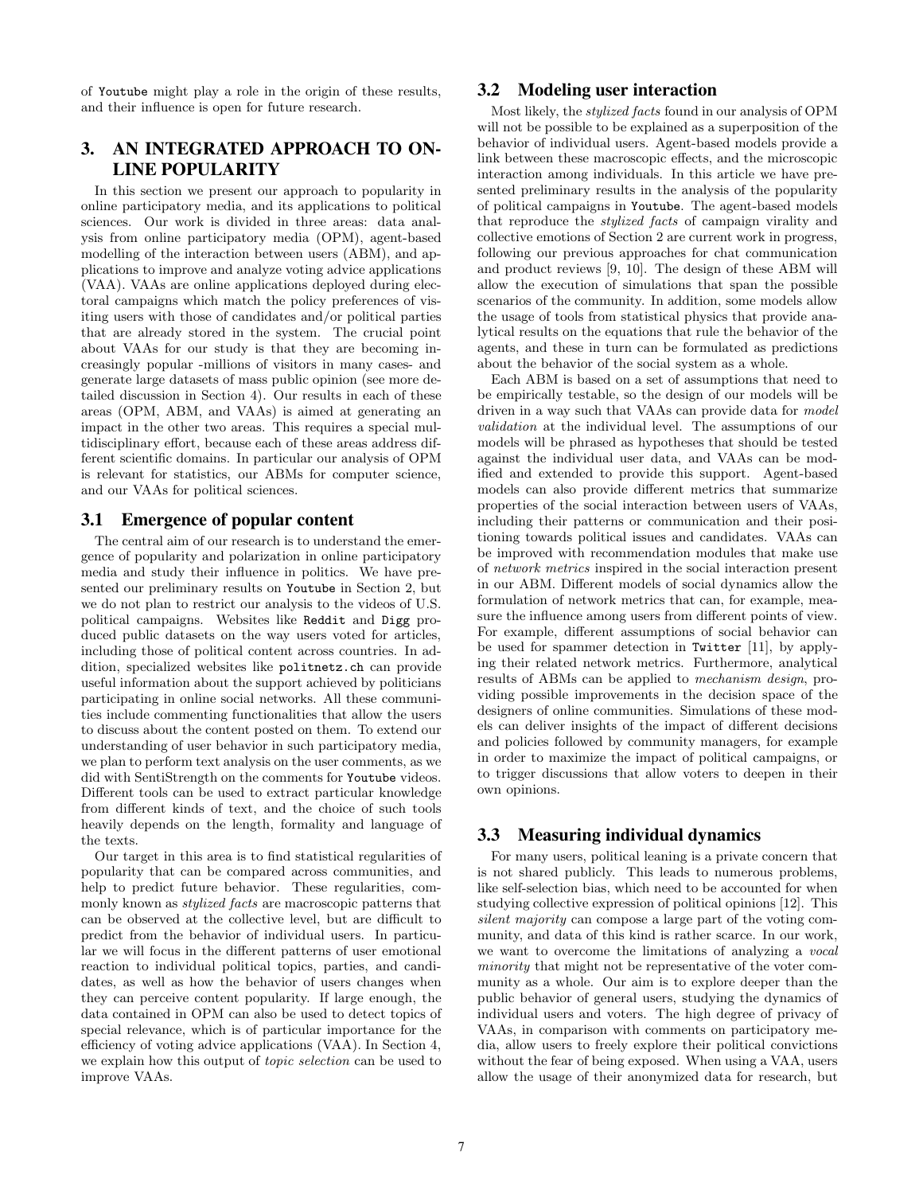of Youtube might play a role in the origin of these results, and their influence is open for future research.

## 3. AN INTEGRATED APPROACH TO ONLINE POPULARITY

In this section we present our approach to popularity in online participatory media, and its applications to political sciences. Our work is divided in three areas: data analysis from online participatory media (OPM), agent-based modelling of the interaction between users (ABM), and applications to improve and analyze voting advice applications (VAA). VAAs are online applications deployed during electoral campaigns which match the policy preferences of visiting users with those of candidates and/or political parties that are already stored in the system. The crucial point about VAAs for our study is that they are becoming increasingly popular -millions of visitors in many cases- and generate large datasets of mass public opinion (see more detailed discussion in Section 4). Our results in each of these areas (OPM, ABM, and VAAs) is aimed at generating an impact in the other two areas. This requires a special multidisciplinary effort, because each of these areas address different scientific domains. In particular our analysis of OPM is relevant for statistics, our ABMs for computer science, and our VAAs for political sciences.

### 3.1 Emergence of popular content

The central aim of our research is to understand the emergence of popularity and polarization in online participatory media and study their influence in politics. We have presented our preliminary results on Youtube in Section 2, but we do not plan to restrict our analysis to the videos of U.S. political campaigns. Websites like Reddit and Digg produced public datasets on the way users voted for articles, including those of political content across countries. In addition, specialized websites like politnetz.ch can provide useful information about the support achieved by politicians participating in online social networks. All these communities include commenting functionalities that allow the users to discuss about the content posted on them. To extend our understanding of user behavior in such participatory media, we plan to perform text analysis on the user comments, as we did with SentiStrength on the comments for Youtube videos. Different tools can be used to extract particular knowledge from different kinds of text, and the choice of such tools heavily depends on the length, formality and language of the texts.

Our target in this area is to find statistical regularities of popularity that can be compared across communities, and help to predict future behavior. These regularities, commonly known as *stylized facts* are macroscopic patterns that can be observed at the collective level, but are difficult to predict from the behavior of individual users. In particular we will focus in the different patterns of user emotional reaction to individual political topics, parties, and candidates, as well as how the behavior of users changes when they can perceive content popularity. If large enough, the data contained in OPM can also be used to detect topics of special relevance, which is of particular importance for the efficiency of voting advice applications (VAA). In Section 4, we explain how this output of *topic selection* can be used to improve VAAs.

### 3.2 Modeling user interaction

Most likely, the *stylized facts* found in our analysis of OPM will not be possible to be explained as a superposition of the behavior of individual users. Agent-based models provide a link between these macroscopic effects, and the microscopic interaction among individuals. In this article we have presented preliminary results in the analysis of the popularity of political campaigns in Youtube. The agent-based models that reproduce the *stylized facts* of campaign virality and collective emotions of Section 2 are current work in progress, following our previous approaches for chat communication and product reviews [9, 10]. The design of these ABM will allow the execution of simulations that span the possible scenarios of the community. In addition, some models allow the usage of tools from statistical physics that provide analytical results on the equations that rule the behavior of the agents, and these in turn can be formulated as predictions about the behavior of the social system as a whole.

Each ABM is based on a set of assumptions that need to be empirically testable, so the design of our models will be driven in a way such that VAAs can provide data for *model validation* at the individual level. The assumptions of our models will be phrased as hypotheses that should be tested against the individual user data, and VAAs can be modified and extended to provide this support. Agent-based models can also provide different metrics that summarize properties of the social interaction between users of VAAs, including their patterns or communication and their positioning towards political issues and candidates. VAAs can be improved with recommendation modules that make use of *network metrics* inspired in the social interaction present in our ABM. Different models of social dynamics allow the formulation of network metrics that can, for example, measure the influence among users from different points of view. For example, different assumptions of social behavior can be used for spammer detection in Twitter [11], by applying their related network metrics. Furthermore, analytical results of ABMs can be applied to *mechanism design*, providing possible improvements in the decision space of the designers of online communities. Simulations of these models can deliver insights of the impact of different decisions and policies followed by community managers, for example in order to maximize the impact of political campaigns, or to trigger discussions that allow voters to deepen in their own opinions.

### 3.3 Measuring individual dynamics

For many users, political leaning is a private concern that is not shared publicly. This leads to numerous problems, like self-selection bias, which need to be accounted for when studying collective expression of political opinions [12]. This *silent majority* can compose a large part of the voting community, and data of this kind is rather scarce. In our work, we want to overcome the limitations of analyzing a *vocal minority* that might not be representative of the voter community as a whole. Our aim is to explore deeper than the public behavior of general users, studying the dynamics of individual users and voters. The high degree of privacy of VAAs, in comparison with comments on participatory media, allow users to freely explore their political convictions without the fear of being exposed. When using a VAA, users allow the usage of their anonymized data for research, but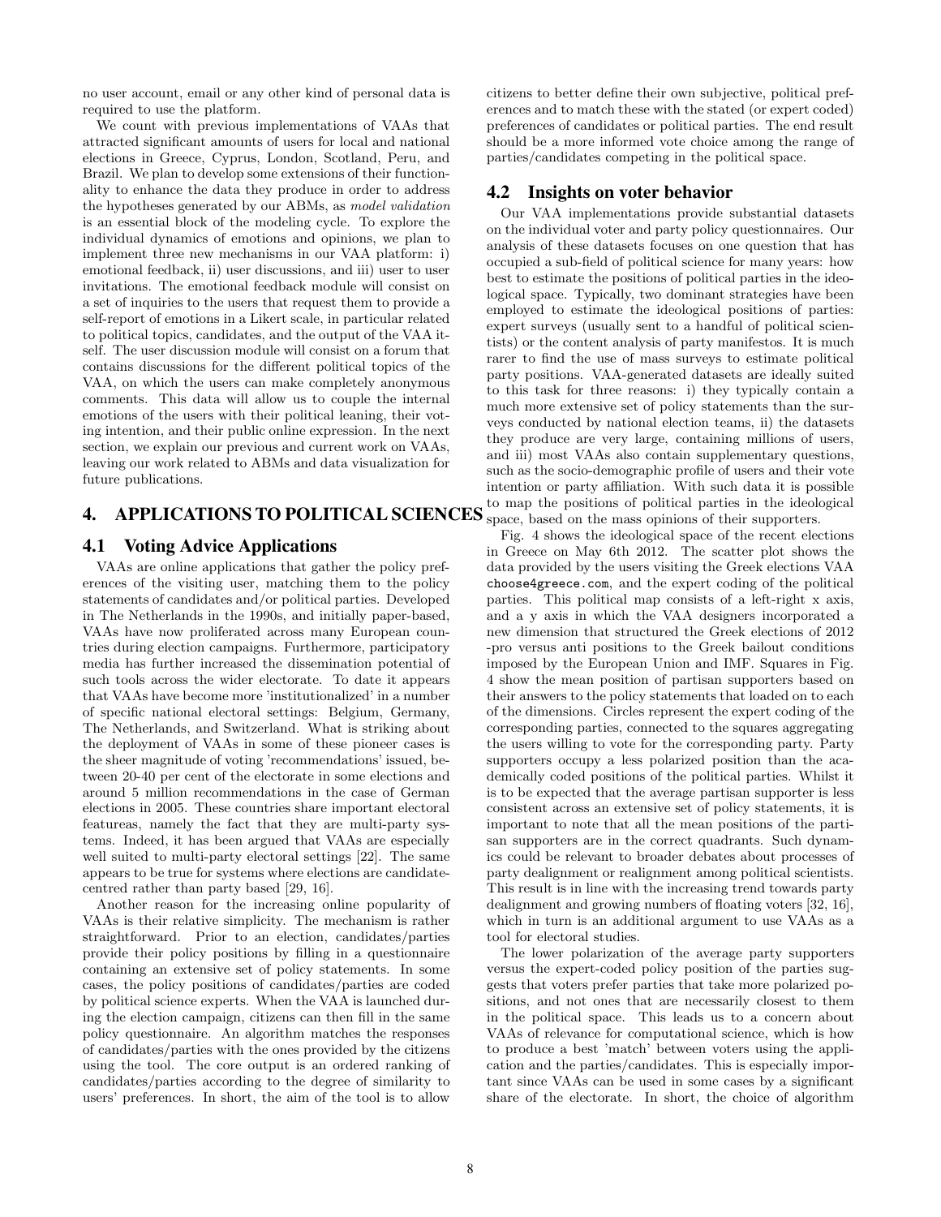no user account, email or any other kind of personal data is required to use the platform.

We count with previous implementations of VAAs that attracted significant amounts of users for local and national elections in Greece, Cyprus, London, Scotland, Peru, and Brazil. We plan to develop some extensions of their functionality to enhance the data they produce in order to address the hypotheses generated by our ABMs, as *model validation* is an essential block of the modeling cycle. To explore the individual dynamics of emotions and opinions, we plan to implement three new mechanisms in our VAA platform: i) emotional feedback, ii) user discussions, and iii) user to user invitations. The emotional feedback module will consist on a set of inquiries to the users that request them to provide a self-report of emotions in a Likert scale, in particular related to political topics, candidates, and the output of the VAA itself. The user discussion module will consist on a forum that contains discussions for the different political topics of the VAA, on which the users can make completely anonymous comments. This data will allow us to couple the internal emotions of the users with their political leaning, their voting intention, and their public online expression. In the next section, we explain our previous and current work on VAAs, leaving our work related to ABMs and data visualization for future publications.

## 4. APPLICATIONS TO POLITICAL SCIENCES

### 4.1 Voting Advice Applications

VAAs are online applications that gather the policy preferences of the visiting user, matching them to the policy statements of candidates and/or political parties. Developed in The Netherlands in the 1990s, and initially paper-based, VAAs have now proliferated across many European countries during election campaigns. Furthermore, participatory media has further increased the dissemination potential of such tools across the wider electorate. To date it appears that VAAs have become more 'institutionalized' in a number of specific national electoral settings: Belgium, Germany, The Netherlands, and Switzerland. What is striking about the deployment of VAAs in some of these pioneer cases is the sheer magnitude of voting 'recommendations' issued, between 20-40 per cent of the electorate in some elections and around 5 million recommendations in the case of German elections in 2005. These countries share important electoral featureas, namely the fact that they are multi-party systems. Indeed, it has been argued that VAAs are especially well suited to multi-party electoral settings [22]. The same appears to be true for systems where elections are candidate-centred rather than party based [29, 16].

Another reason for the increasing online popularity of VAAs is their relative simplicity. The mechanism is rather straightforward. Prior to an election, candidates/parties provide their policy positions by filling in a questionnaire containing an extensive set of policy statements. In some cases, the policy positions of candidates/parties are coded by political science experts. When the VAA is launched during the election campaign, citizens can then fill in the same policy questionnaire. An algorithm matches the responses of candidates/parties with the ones provided by the citizens using the tool. The core output is an ordered ranking of candidates/parties according to the degree of similarity to users' preferences. In short, the aim of the tool is to allow citizens to better define their own subjective, political preferences and to match these with the stated (or expert coded) preferences of candidates or political parties. The end result should be a more informed vote choice among the range of parties/candidates competing in the political space.

### 4.2 Insights on voter behavior

Our VAA implementations provide substantial datasets on the individual voter and party policy questionnaires. Our analysis of these datasets focuses on one question that has occupied a sub-field of political science for many years: how best to estimate the positions of political parties in the ideological space. Typically, two dominant strategies have been employed to estimate the ideological positions of parties: expert surveys (usually sent to a handful of political scientists) or the content analysis of party manifestos. It is much rarer to find the use of mass surveys to estimate political party positions. VAA-generated datasets are ideally suited to this task for three reasons: i) they typically contain a much more extensive set of policy statements than the surveys conducted by national election teams, ii) the datasets they produce are very large, containing millions of users, and iii) most VAAs also contain supplementary questions, such as the socio-demographic profile of users and their vote intention or party affiliation. With such data it is possible to map the positions of political parties in the ideological space, based on the mass opinions of their supporters.

Fig. 4 shows the ideological space of the recent elections in Greece on May 6th 2012. The scatter plot shows the data provided by the users visiting the Greek elections VAA `choose4greece.com`, and the expert coding of the political parties. This political map consists of a left-right x axis, and a y axis in which the VAA designers incorporated a new dimension that structured the Greek elections of 2012 -pro versus anti positions to the Greek bailout conditions imposed by the European Union and IMF. Squares in Fig. 4 show the mean position of partisan supporters based on their answers to the policy statements that loaded on to each of the dimensions. Circles represent the expert coding of the corresponding parties, connected to the squares aggregating the users willing to vote for the corresponding party. Party supporters occupy a less polarized position than the academically coded positions of the political parties. Whilst it is to be expected that the average partisan supporter is less consistent across an extensive set of policy statements, it is important to note that all the mean positions of the partisan supporters are in the correct quadrants. Such dynamics could be relevant to broader debates about processes of party dealignment or realignment among political scientists. This result is in line with the increasing trend towards party dealignment and growing numbers of floating voters [32, 16], which in turn is an additional argument to use VAAs as a tool for electoral studies.

The lower polarization of the average party supporters versus the expert-coded policy position of the parties suggests that voters prefer parties that take more polarized positions, and not ones that are necessarily closest to them in the political space. This leads us to a concern about VAAs of relevance for computational science, which is how to produce a best 'match' between voters using the application and the parties/candidates. This is especially important since VAAs can be used in some cases by a significant share of the electorate. In short, the choice of algorithm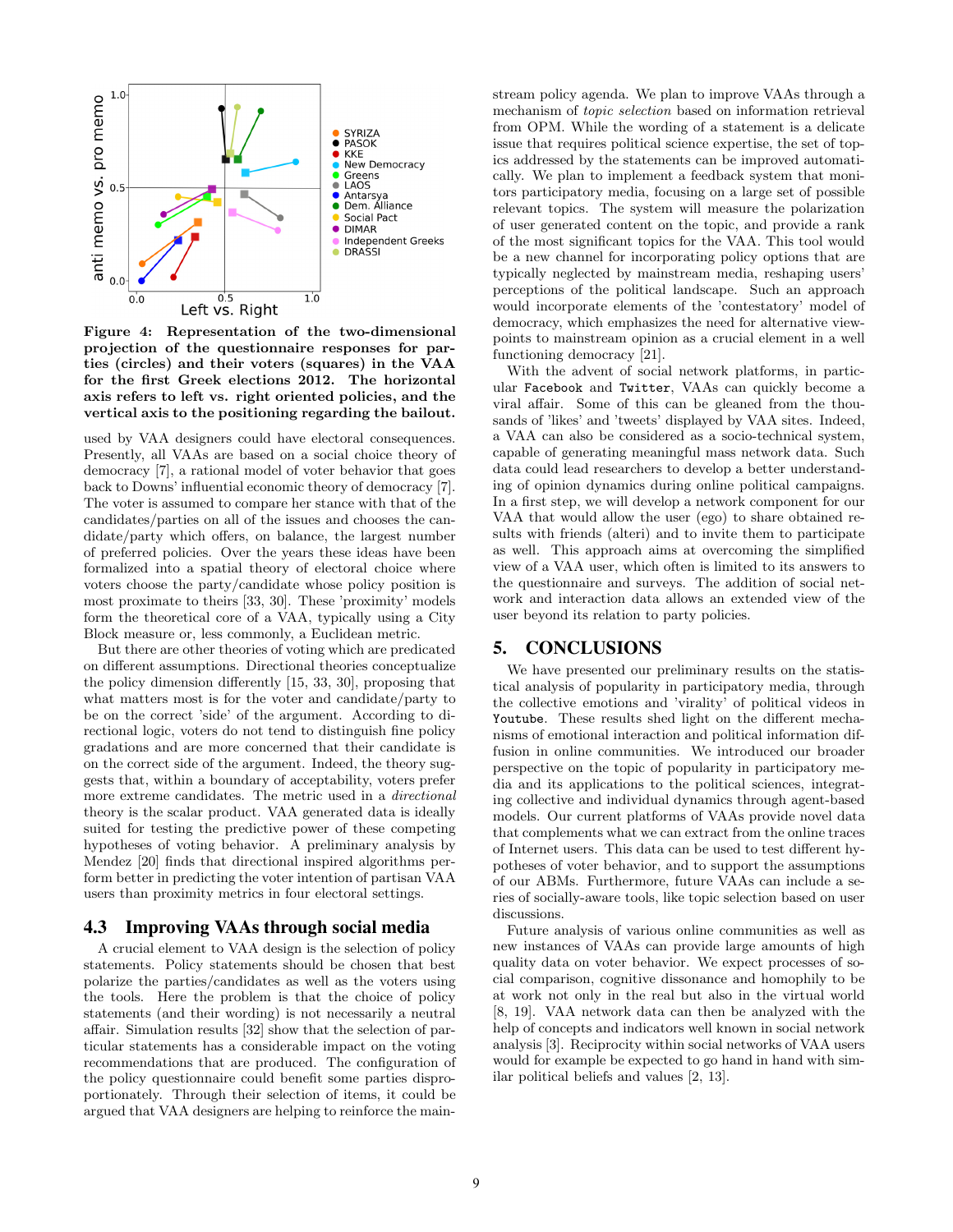anti memo vs. pro memo

1.0

0.5

0.0

0.0

0.5

1.0

Left vs. Right

SYRIZA
PASOK
KKE
New Democracy
Greens
LAOS
Antarsya
Dem. Alliance
Social Pact
DIMAR
Independent Greeks
DRASSI

**Figure 4: Representation of the two-dimensional projection of the questionnaire responses for parties (circles) and their voters (squares) in the VAA for the first Greek elections 2012. The horizontal axis refers to left vs. right oriented policies, and the vertical axis to the positioning regarding the bailout.**

used by VAA designers could have electoral consequences. Presently, all VAAs are based on a social choice theory of democracy [7], a rational model of voter behavior that goes back to Downs' influential economic theory of democracy [7]. The voter is assumed to compare her stance with that of the candidates/parties on all of the issues and chooses the candidate/party which offers, on balance, the largest number of preferred policies. Over the years these ideas have been formalized into a spatial theory of electoral choice where voters choose the party/candidate whose policy position is most proximate to theirs [33, 30]. These 'proximity' models form the theoretical core of a VAA, typically using a City Block measure or, less commonly, a Euclidean metric.

But there are other theories of voting which are predicated on different assumptions. Directional theories conceptualize the policy dimension differently [15, 33, 30], proposing that what matters most is for the voter and candidate/party to be on the correct 'side' of the argument. According to directional logic, voters do not tend to distinguish fine policy gradations and are more concerned that their candidate is on the correct side of the argument. Indeed, the theory suggests that, within a boundary of acceptability, voters prefer more extreme candidates. The metric used in a *directional* theory is the scalar product. VAA generated data is ideally suited for testing the predictive power of these competing hypotheses of voting behavior. A preliminary analysis by Mendez [20] finds that directional inspired algorithms perform better in predicting the voter intention of partisan VAA users than proximity metrics in four electoral settings.

### 4.3 Improving VAAs through social media

A crucial element to VAA design is the selection of policy statements. Policy statements should be chosen that best polarize the parties/candidates as well as the voters using the tools. Here the problem is that the choice of policy statements (and their wording) is not necessarily a neutral affair. Simulation results [32] show that the selection of particular statements has a considerable impact on the voting recommendations that are produced. The configuration of the policy questionnaire could benefit some parties disproportionately. Through their selection of items, it could be argued that VAA designers are helping to reinforce the mainstream policy agenda. We plan to improve VAAs through a mechanism of *topic selection* based on information retrieval from OPM. While the wording of a statement is a delicate issue that requires political science expertise, the set of topics addressed by the statements can be improved automatically. We plan to implement a feedback system that monitors participatory media, focusing on a large set of possible relevant topics. The system will measure the polarization of user generated content on the topic, and provide a rank of the most significant topics for the VAA. This tool would be a new channel for incorporating policy options that are typically neglected by mainstream media, reshaping users' perceptions of the political landscape. Such an approach would incorporate elements of the 'contestatory' model of democracy, which emphasizes the need for alternative viewpoints to mainstream opinion as a crucial element in a well functioning democracy [21].

With the advent of social network platforms, in particular `Facebook` and `Twitter`, VAAs can quickly become a viral affair. Some of this can be gleaned from the thousands of 'likes' and 'tweets' displayed by VAA sites. Indeed, a VAA can also be considered as a socio-technical system, capable of generating meaningful mass network data. Such data could lead researchers to develop a better understanding of opinion dynamics during online political campaigns. In a first step, we will develop a network component for our VAA that would allow the user (ego) to share obtained results with friends (alteri) and to invite them to participate as well. This approach aims at overcoming the simplified view of a VAA user, which often is limited to its answers to the questionnaire and surveys. The addition of social network and interaction data allows an extended view of the user beyond its relation to party policies.

## 5. CONCLUSIONS

We have presented our preliminary results on the statistical analysis of popularity in participatory media, through the collective emotions and 'virality' of political videos in `Youtube`. These results shed light on the different mechanisms of emotional interaction and political information diffusion in online communities. We introduced our broader perspective on the topic of popularity in participatory media and its applications to the political sciences, integrating collective and individual dynamics through agent-based models. Our current platforms of VAAs provide novel data that complements what we can extract from the online traces of Internet users. This data can be used to test different hypotheses of voter behavior, and to support the assumptions of our ABMs. Furthermore, future VAAs can include a series of socially-aware tools, like topic selection based on user discussions.

Future analysis of various online communities as well as new instances of VAAs can provide large amounts of high quality data on voter behavior. We expect processes of social comparison, cognitive dissonance and homophily to be at work not only in the real but also in the virtual world [8, 19]. VAA network data can then be analyzed with the help of concepts and indicators well known in social network analysis [3]. Reciprocity within social networks of VAA users would for example be expected to go hand in hand with similar political beliefs and values [2, 13].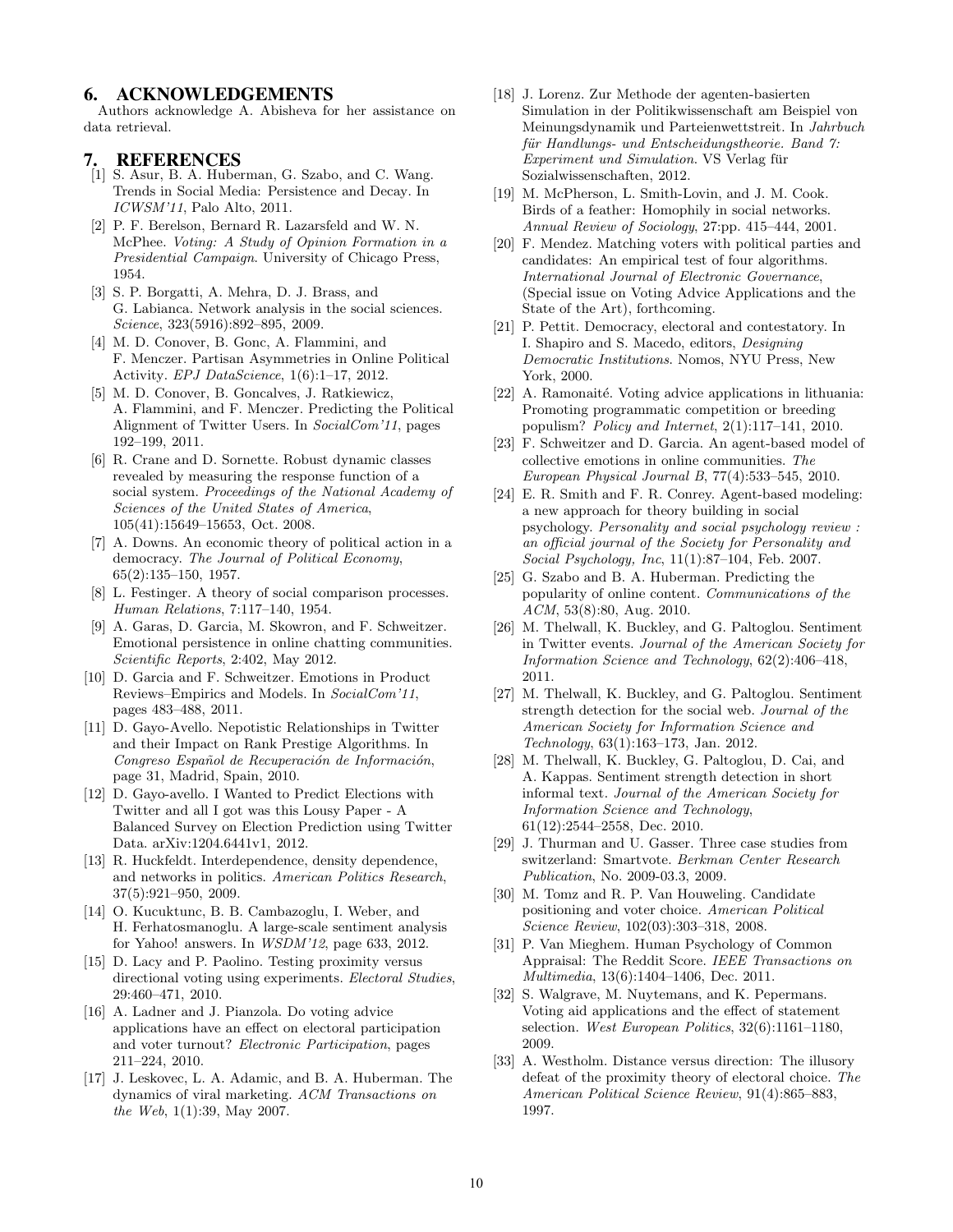## 6. ACKNOWLEDGEMENTS

Authors acknowledge A. Abisheva for her assistance on data retrieval.

## 7. REFERENCES

[1] S. Asur, B. A. Huberman, G. Szabo, and C. Wang. Trends in Social Media: Persistence and Decay. In *ICWSM'11*, Palo Alto, 2011.

[2] P. F. Berelson, Bernard R. Lazarsfeld and W. N. McPhee. *Voting: A Study of Opinion Formation in a Presidential Campaign*. University of Chicago Press, 1954.

[3] S. P. Borgatti, A. Mehra, D. J. Brass, and G. Labianca. Network analysis in the social sciences. *Science*, 323(5916):892–895, 2009.

[4] M. D. Conover, B. Gonc, A. Flammini, and F. Menczer. Partisan Asymmetries in Online Political Activity. *EPJ DataScience*, 1(6):1–17, 2012.

[5] M. D. Conover, B. Goncalves, J. Ratkiewicz, A. Flammini, and F. Menczer. Predicting the Political Alignment of Twitter Users. In *SocialCom'11*, pages 192–199, 2011.

[6] R. Crane and D. Sornette. Robust dynamic classes revealed by measuring the response function of a social system. *Proceedings of the National Academy of Sciences of the United States of America*, 105(41):15649–15653, Oct. 2008.

[7] A. Downs. An economic theory of political action in a democracy. *The Journal of Political Economy*, 65(2):135–150, 1957.

[8] L. Festinger. A theory of social comparison processes. *Human Relations*, 7:117–140, 1954.

[9] A. Garas, D. Garcia, M. Skowron, and F. Schweitzer. Emotional persistence in online chatting communities. *Scientific Reports*, 2:402, May 2012.

[10] D. Garcia and F. Schweitzer. Emotions in Product Reviews–Empirics and Models. In *SocialCom'11*, pages 483–488, 2011.

[11] D. Gayo-Avello. Nepotistic Relationships in Twitter and their Impact on Rank Prestige Algorithms. In *Congreso Español de Recuperación de Información*, page 31, Madrid, Spain, 2010.

[12] D. Gayo-avello. I Wanted to Predict Elections with Twitter and all I got was this Lousy Paper - A Balanced Survey on Election Prediction using Twitter Data. arXiv:1204.6441v1, 2012.

[13] R. Huckfeldt. Interdependence, density dependence, and networks in politics. *American Politics Research*, 37(5):921–950, 2009.

[14] O. Kucuktunc, B. B. Cambazoglu, I. Weber, and H. Ferhatosmanoglu. A large-scale sentiment analysis for Yahoo! answers. In *WSDM'12*, page 633, 2012.

[15] D. Lacy and P. Paolino. Testing proximity versus directional voting using experiments. *Electoral Studies*, 29:460–471, 2010.

[16] A. Ladner and J. Pianzola. Do voting advice applications have an effect on electoral participation and voter turnout? *Electronic Participation*, pages 211–224, 2010.

[17] J. Leskovec, L. A. Adamic, and B. A. Huberman. The dynamics of viral marketing. *ACM Transactions on the Web*, 1(1):39, May 2007.

[18] J. Lorenz. Zur Methode der agenten-basierten Simulation in der Politikwissenschaft am Beispiel von Meinungsdynamik und Parteienwettstreit. In *Jahrbuch für Handlungs- und Entscheidungstheorie. Band 7: Experiment und Simulation*. VS Verlag für Sozialwissenschaften, 2012.

[19] M. McPherson, L. Smith-Lovin, and J. M. Cook. Birds of a feather: Homophily in social networks. *Annual Review of Sociology*, 27:pp. 415–444, 2001.

[20] F. Mendez. Matching voters with political parties and candidates: An empirical test of four algorithms. *International Journal of Electronic Governance*, (Special issue on Voting Advice Applications and the State of the Art), forthcoming.

[21] P. Pettit. Democracy, electoral and contestatory. In I. Shapiro and S. Macedo, editors, *Designing Democratic Institutions*. Nomos, NYU Press, New York, 2000.

[22] A. Ramonaitė. Voting advice applications in lithuania: Promoting programmatic competition or breeding populism? *Policy and Internet*, 2(1):117–141, 2010.

[23] F. Schweitzer and D. Garcia. An agent-based model of collective emotions in online communities. *The European Physical Journal B*, 77(4):533–545, 2010.

[24] E. R. Smith and F. R. Conrey. Agent-based modeling: a new approach for theory building in social psychology. *Personality and social psychology review : an official journal of the Society for Personality and Social Psychology, Inc*, 11(1):87–104, Feb. 2007.

[25] G. Szabo and B. A. Huberman. Predicting the popularity of online content. *Communications of the ACM*, 53(8):80, Aug. 2010.

[26] M. Thelwall, K. Buckley, and G. Paltoglou. Sentiment in Twitter events. *Journal of the American Society for Information Science and Technology*, 62(2):406–418, 2011.

[27] M. Thelwall, K. Buckley, and G. Paltoglou. Sentiment strength detection for the social web. *Journal of the American Society for Information Science and Technology*, 63(1):163–173, Jan. 2012.

[28] M. Thelwall, K. Buckley, G. Paltoglou, D. Cai, and A. Kappas. Sentiment strength detection in short informal text. *Journal of the American Society for Information Science and Technology*, 61(12):2544–2558, Dec. 2010.

[29] J. Thurman and U. Gasser. Three case studies from switzerland: Smartvote. *Berkman Center Research Publication*, No. 2009-03.3, 2009.

[30] M. Tomz and R. P. Van Houweling. Candidate positioning and voter choice. *American Political Science Review*, 102(03):303–318, 2008.

[31] P. Van Mieghem. Human Psychology of Common Appraisal: The Reddit Score. *IEEE Transactions on Multimedia*, 13(6):1404–1406, Dec. 2011.

[32] S. Walgrave, M. Nuytemans, and K. Pepermans. Voting aid applications and the effect of statement selection. *West European Politics*, 32(6):1161–1180, 2009.

[33] A. Westholm. Distance versus direction: The illusory defeat of the proximity theory of electoral choice. *The American Political Science Review*, 91(4):865–883, 1997.